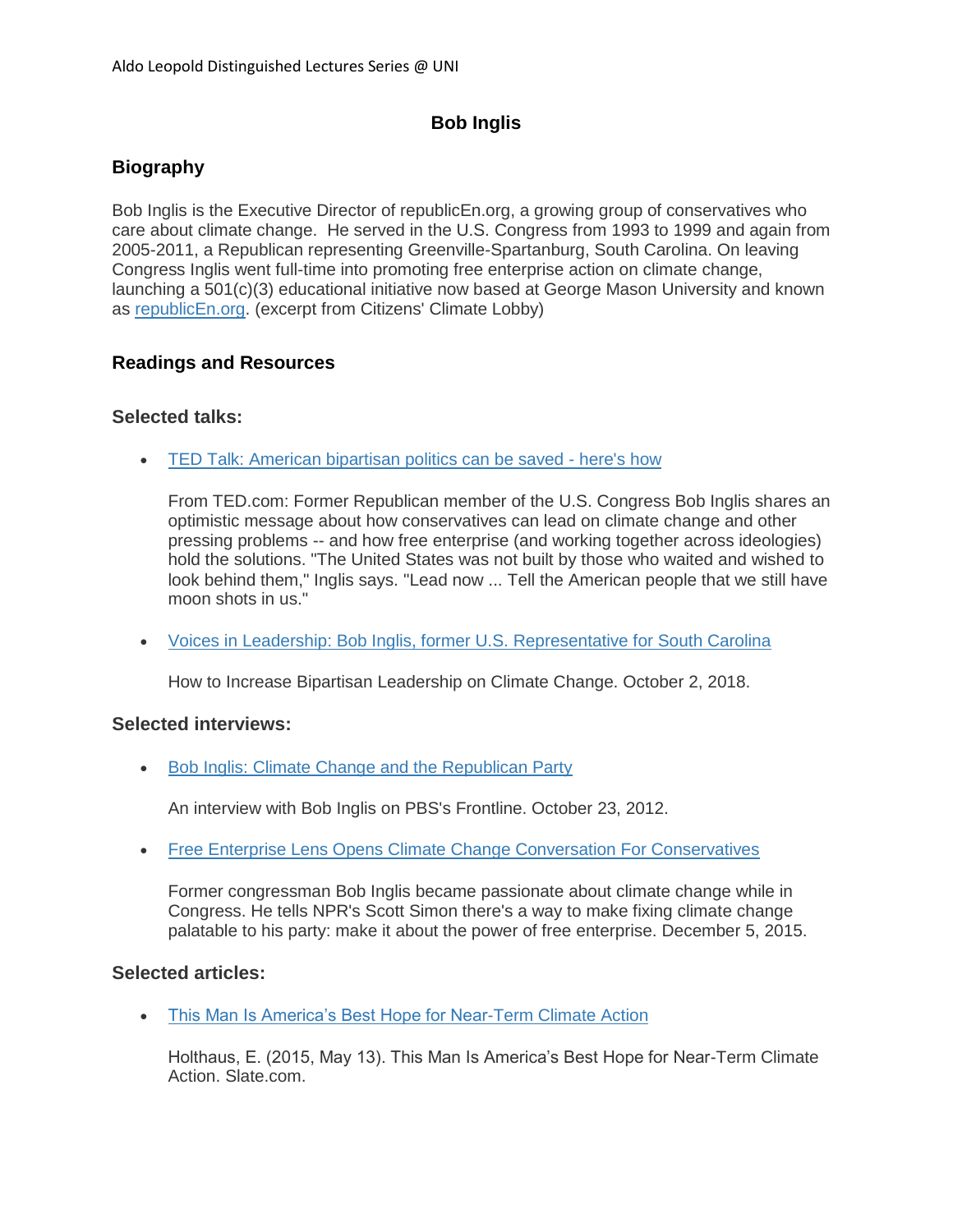# Bob Inglis

## Biography

Bob Inglis is the Executive Director of republicEn.org, a growing group of conservatives who care about climate change. He served in the U.S. Congress from 1993 to 1999 and again from 2005-2011, a Republican representing Greenville-Spartanburg, South Carolina. On leaving Congress Inglis went full-time into promoting free enterprise action on climate change, launching a 501(c)(3) educational initiative now based at George Mason University and known as republicEn.org. (excerpt from Citizens' Climate Lobby)

## Readings and Resources

### Selected talks:

- TED Talk: American bipartisan politics can be saved - here's how

  From TED.com: Former Republican member of the U.S. Congress Bob Inglis shares an optimistic message about how conservatives can lead on climate change and other pressing problems -- and how free enterprise (and working together across ideologies) hold the solutions. "The United States was not built by those who waited and wished to look behind them," Inglis says. "Lead now ... Tell the American people that we still have moon shots in us."

- Voices in Leadership: Bob Inglis, former U.S. Representative for South Carolina

  How to Increase Bipartisan Leadership on Climate Change. October 2, 2018.

### Selected interviews:

- Bob Inglis: Climate Change and the Republican Party

  An interview with Bob Inglis on PBS's Frontline. October 23, 2012.

- Free Enterprise Lens Opens Climate Change Conversation For Conservatives

  Former congressman Bob Inglis became passionate about climate change while in Congress. He tells NPR's Scott Simon there's a way to make fixing climate change palatable to his party: make it about the power of free enterprise. December 5, 2015.

### Selected articles:

- This Man Is America's Best Hope for Near-Term Climate Action

  Holthaus, E. (2015, May 13). This Man Is America's Best Hope for Near-Term Climate Action. Slate.com.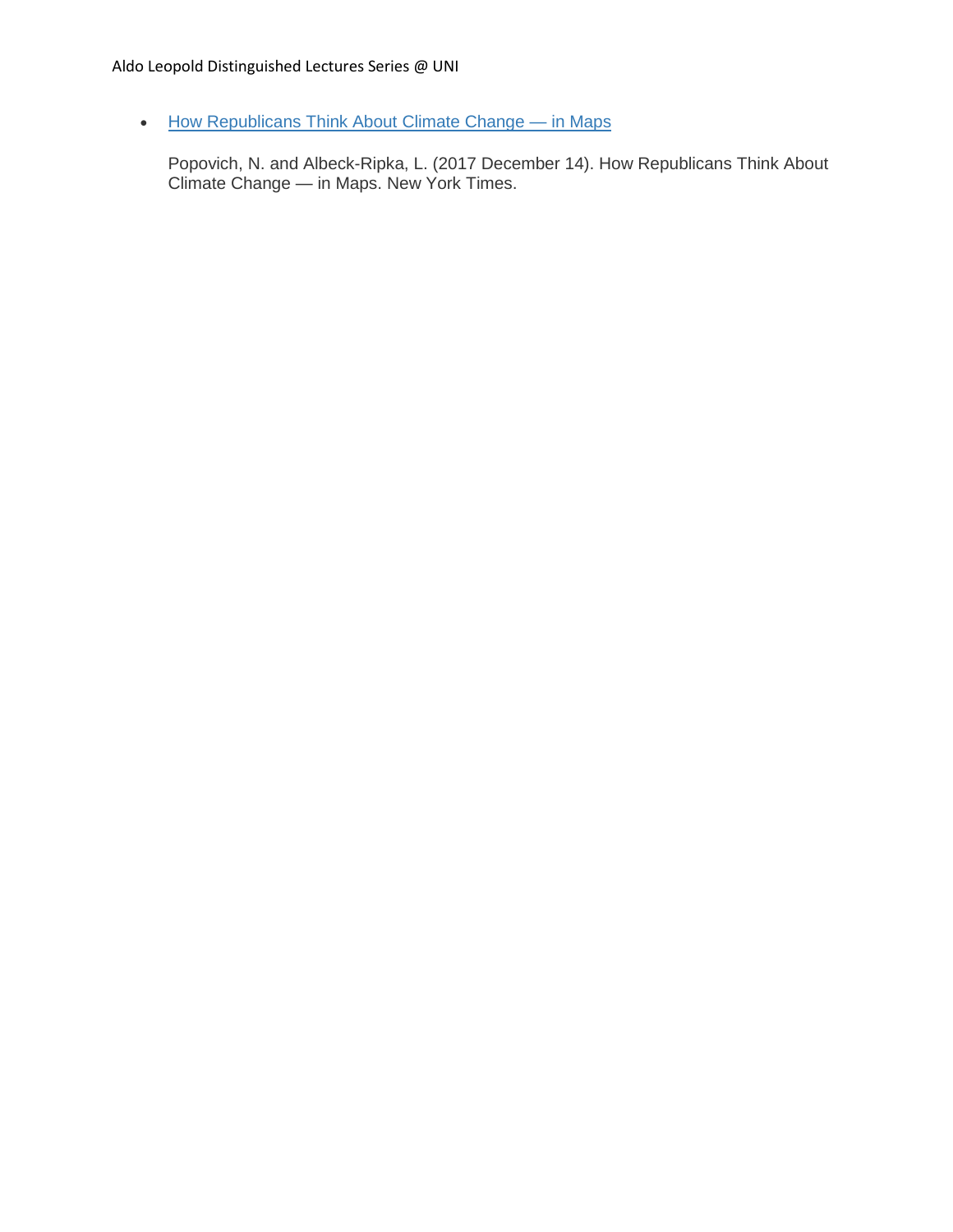- How Republicans Think About Climate Change — in Maps

  Popovich, N. and Albeck-Ripka, L. (2017 December 14). How Republicans Think About Climate Change — in Maps. New York Times.